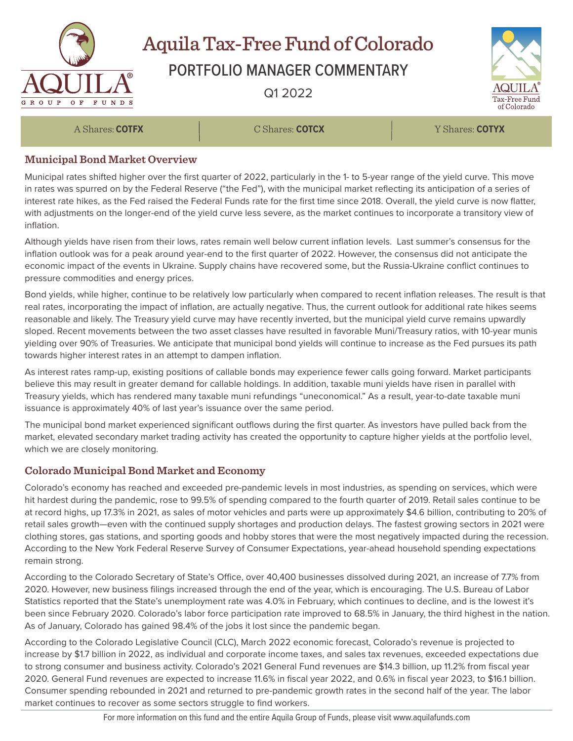# Aquila Tax-Free Fund of Colorado

## PORTFOLIO MANAGER COMMENTARY

Q1 2022

A Shares: **COTFX** | C Shares: **COTCX** | Y Shares: **COTYX**

### Municipal Bond Market Overview

Municipal rates shifted higher over the first quarter of 2022, particularly in the 1- to 5-year range of the yield curve. This move in rates was spurred on by the Federal Reserve ("the Fed"), with the municipal market reflecting its anticipation of a series of interest rate hikes, as the Fed raised the Federal Funds rate for the first time since 2018. Overall, the yield curve is now flatter, with adjustments on the longer-end of the yield curve less severe, as the market continues to incorporate a transitory view of inflation.

Although yields have risen from their lows, rates remain well below current inflation levels. Last summer's consensus for the inflation outlook was for a peak around year-end to the first quarter of 2022. However, the consensus did not anticipate the economic impact of the events in Ukraine. Supply chains have recovered some, but the Russia-Ukraine conflict continues to pressure commodities and energy prices.

Bond yields, while higher, continue to be relatively low particularly when compared to recent inflation releases. The result is that real rates, incorporating the impact of inflation, are actually negative. Thus, the current outlook for additional rate hikes seems reasonable and likely. The Treasury yield curve may have recently inverted, but the municipal yield curve remains upwardly sloped. Recent movements between the two asset classes have resulted in favorable Muni/Treasury ratios, with 10-year munis yielding over 90% of Treasuries. We anticipate that municipal bond yields will continue to increase as the Fed pursues its path towards higher interest rates in an attempt to dampen inflation.

As interest rates ramp-up, existing positions of callable bonds may experience fewer calls going forward. Market participants believe this may result in greater demand for callable holdings. In addition, taxable muni yields have risen in parallel with Treasury yields, which has rendered many taxable muni refundings "uneconomical." As a result, year-to-date taxable muni issuance is approximately 40% of last year's issuance over the same period.

The municipal bond market experienced significant outflows during the first quarter. As investors have pulled back from the market, elevated secondary market trading activity has created the opportunity to capture higher yields at the portfolio level, which we are closely monitoring.

### Colorado Municipal Bond Market and Economy

Colorado's economy has reached and exceeded pre-pandemic levels in most industries, as spending on services, which were hit hardest during the pandemic, rose to 99.5% of spending compared to the fourth quarter of 2019. Retail sales continue to be at record highs, up 17.3% in 2021, as sales of motor vehicles and parts were up approximately $4.6 billion, contributing to 20% of retail sales growth—even with the continued supply shortages and production delays. The fastest growing sectors in 2021 were clothing stores, gas stations, and sporting goods and hobby stores that were the most negatively impacted during the recession. According to the New York Federal Reserve Survey of Consumer Expectations, year-ahead household spending expectations remain strong.

According to the Colorado Secretary of State's Office, over 40,400 businesses dissolved during 2021, an increase of 7.7% from 2020. However, new business filings increased through the end of the year, which is encouraging. The U.S. Bureau of Labor Statistics reported that the State's unemployment rate was 4.0% in February, which continues to decline, and is the lowest it's been since February 2020. Colorado's labor force participation rate improved to 68.5% in January, the third highest in the nation. As of January, Colorado has gained 98.4% of the jobs it lost since the pandemic began.

According to the Colorado Legislative Council (CLC), March 2022 economic forecast, Colorado's revenue is projected to increase by $1.7 billion in 2022, as individual and corporate income taxes, and sales tax revenues, exceeded expectations due to strong consumer and business activity. Colorado's 2021 General Fund revenues are $14.3 billion, up 11.2% from fiscal year 2020. General Fund revenues are expected to increase 11.6% in fiscal year 2022, and 0.6% in fiscal year 2023, to $16.1 billion. Consumer spending rebounded in 2021 and returned to pre-pandemic growth rates in the second half of the year. The labor market continues to recover as some sectors struggle to find workers.

For more information on this fund and the entire Aquila Group of Funds, please visit www.aquilafunds.com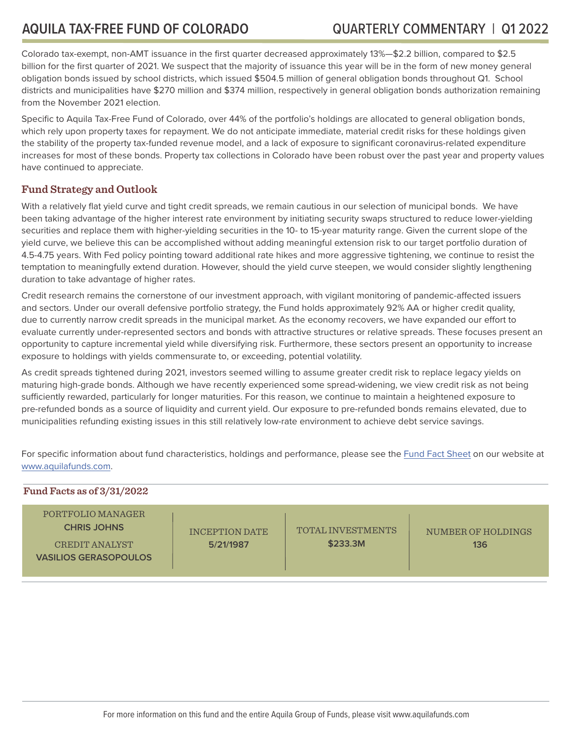Colorado tax-exempt, non-AMT issuance in the first quarter decreased approximately 13%—$2.2 billion, compared to $2.5 billion for the first quarter of 2021. We suspect that the majority of issuance this year will be in the form of new money general obligation bonds issued by school districts, which issued $504.5 million of general obligation bonds throughout Q1. School districts and municipalities have $270 million and $374 million, respectively in general obligation bonds authorization remaining from the November 2021 election.

Specific to Aquila Tax-Free Fund of Colorado, over 44% of the portfolio's holdings are allocated to general obligation bonds, which rely upon property taxes for repayment. We do not anticipate immediate, material credit risks for these holdings given the stability of the property tax-funded revenue model, and a lack of exposure to significant coronavirus-related expenditure increases for most of these bonds. Property tax collections in Colorado have been robust over the past year and property values have continued to appreciate.

## Fund Strategy and Outlook

With a relatively flat yield curve and tight credit spreads, we remain cautious in our selection of municipal bonds. We have been taking advantage of the higher interest rate environment by initiating security swaps structured to reduce lower-yielding securities and replace them with higher-yielding securities in the 10- to 15-year maturity range. Given the current slope of the yield curve, we believe this can be accomplished without adding meaningful extension risk to our target portfolio duration of 4.5-4.75 years. With Fed policy pointing toward additional rate hikes and more aggressive tightening, we continue to resist the temptation to meaningfully extend duration. However, should the yield curve steepen, we would consider slightly lengthening duration to take advantage of higher rates.

Credit research remains the cornerstone of our investment approach, with vigilant monitoring of pandemic-affected issuers and sectors. Under our overall defensive portfolio strategy, the Fund holds approximately 92% AA or higher credit quality, due to currently narrow credit spreads in the municipal market. As the economy recovers, we have expanded our effort to evaluate currently under-represented sectors and bonds with attractive structures or relative spreads. These focuses present an opportunity to capture incremental yield while diversifying risk. Furthermore, these sectors present an opportunity to increase exposure to holdings with yields commensurate to, or exceeding, potential volatility.

As credit spreads tightened during 2021, investors seemed willing to assume greater credit risk to replace legacy yields on maturing high-grade bonds. Although we have recently experienced some spread-widening, we view credit risk as not being sufficiently rewarded, particularly for longer maturities. For this reason, we continue to maintain a heightened exposure to pre-refunded bonds as a source of liquidity and current yield. Our exposure to pre-refunded bonds remains elevated, due to municipalities refunding existing issues in this still relatively low-rate environment to achieve debt service savings.

For specific information about fund characteristics, holdings and performance, please see the Fund Fact Sheet on our website at www.aquilafunds.com.

### Fund Facts as of 3/31/2022

| PORTFOLIO MANAGER | INCEPTION DATE | TOTAL INVESTMENTS | NUMBER OF HOLDINGS |
|---|---|---|---|
| **CHRIS JOHNS**<br>CREDIT ANALYST<br>**VASILIOS GERASOPOULOS** | **5/21/1987** | **$233.3M** | **136** |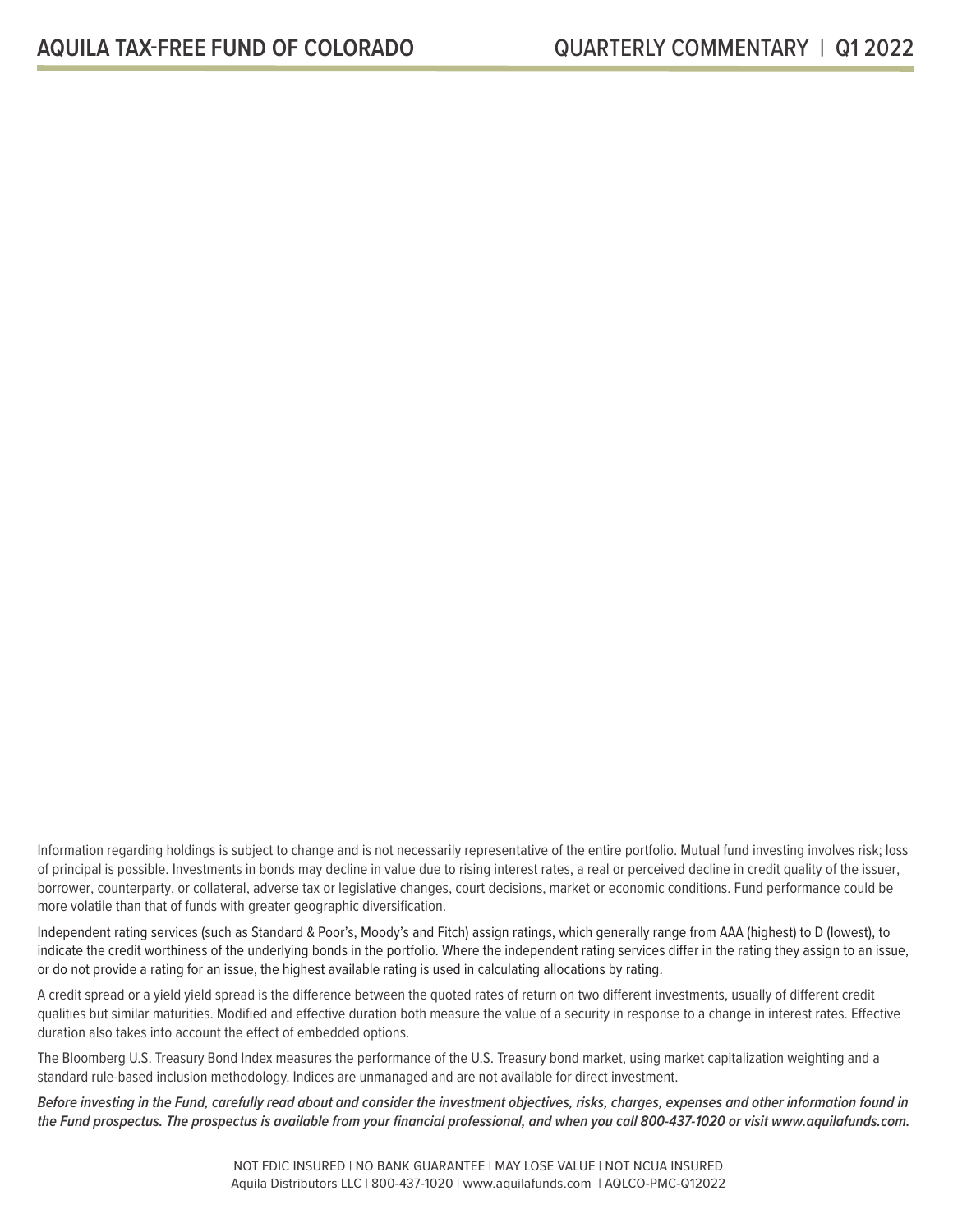Information regarding holdings is subject to change and is not necessarily representative of the entire portfolio. Mutual fund investing involves risk; loss of principal is possible. Investments in bonds may decline in value due to rising interest rates, a real or perceived decline in credit quality of the issuer, borrower, counterparty, or collateral, adverse tax or legislative changes, court decisions, market or economic conditions. Fund performance could be more volatile than that of funds with greater geographic diversification.

Independent rating services (such as Standard & Poor's, Moody's and Fitch) assign ratings, which generally range from AAA (highest) to D (lowest), to indicate the credit worthiness of the underlying bonds in the portfolio. Where the independent rating services differ in the rating they assign to an issue, or do not provide a rating for an issue, the highest available rating is used in calculating allocations by rating.

A credit spread or a yield yield spread is the difference between the quoted rates of return on two different investments, usually of different credit qualities but similar maturities. Modified and effective duration both measure the value of a security in response to a change in interest rates. Effective duration also takes into account the effect of embedded options.

The Bloomberg U.S. Treasury Bond Index measures the performance of the U.S. Treasury bond market, using market capitalization weighting and a standard rule-based inclusion methodology. Indices are unmanaged and are not available for direct investment.

***Before investing in the Fund, carefully read about and consider the investment objectives, risks, charges, expenses and other information found in the Fund prospectus. The prospectus is available from your financial professional, and when you call 800-437-1020 or visit www.aquilafunds.com.***

NOT FDIC INSURED | NO BANK GUARANTEE | MAY LOSE VALUE | NOT NCUA INSURED
Aquila Distributors LLC | 800-437-1020 | www.aquilafunds.com | AQLCO-PMC-Q12022